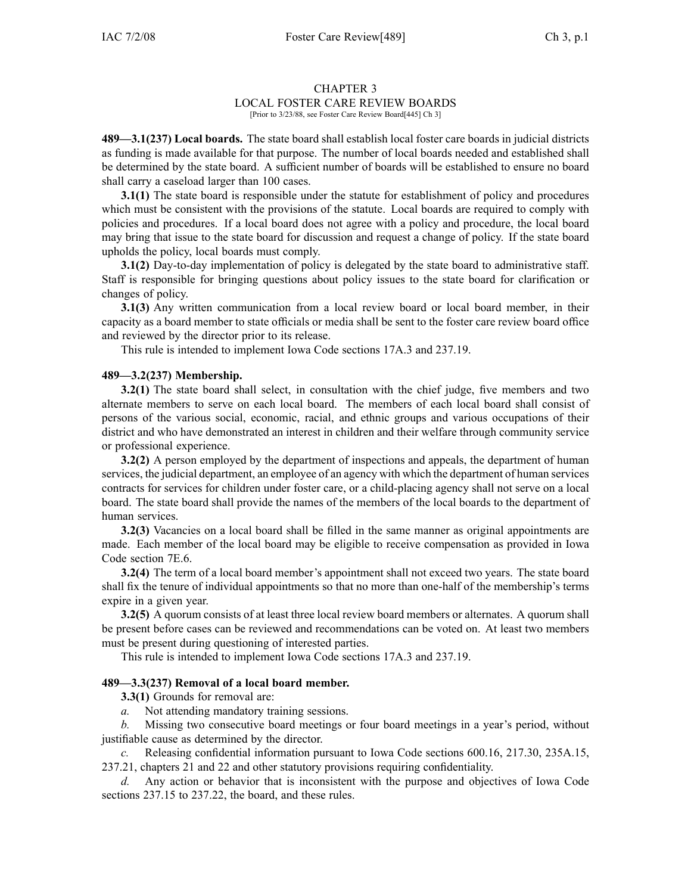# CHAPTER 3
## LOCAL FOSTER CARE REVIEW BOARDS

[Prior to 3/23/88, see Foster Care Review Board[445] Ch 3]

**489—3.1(237) Local boards.** The state board shall establish local foster care boards in judicial districts as funding is made available for that purpose. The number of local boards needed and established shall be determined by the state board. A sufficient number of boards will be established to ensure no board shall carry a caseload larger than 100 cases.

**3.1(1)** The state board is responsible under the statute for establishment of policy and procedures which must be consistent with the provisions of the statute. Local boards are required to comply with policies and procedures. If a local board does not agree with a policy and procedure, the local board may bring that issue to the state board for discussion and request a change of policy. If the state board upholds the policy, local boards must comply.

**3.1(2)** Day-to-day implementation of policy is delegated by the state board to administrative staff. Staff is responsible for bringing questions about policy issues to the state board for clarification or changes of policy.

**3.1(3)** Any written communication from a local review board or local board member, in their capacity as a board member to state officials or media shall be sent to the foster care review board office and reviewed by the director prior to its release.

This rule is intended to implement Iowa Code sections 17A.3 and 237.19.

**489—3.2(237) Membership.**

**3.2(1)** The state board shall select, in consultation with the chief judge, five members and two alternate members to serve on each local board. The members of each local board shall consist of persons of the various social, economic, racial, and ethnic groups and various occupations of their district and who have demonstrated an interest in children and their welfare through community service or professional experience.

**3.2(2)** A person employed by the department of inspections and appeals, the department of human services, the judicial department, an employee of an agency with which the department of human services contracts for services for children under foster care, or a child-placing agency shall not serve on a local board. The state board shall provide the names of the members of the local boards to the department of human services.

**3.2(3)** Vacancies on a local board shall be filled in the same manner as original appointments are made. Each member of the local board may be eligible to receive compensation as provided in Iowa Code section 7E.6.

**3.2(4)** The term of a local board member's appointment shall not exceed two years. The state board shall fix the tenure of individual appointments so that no more than one-half of the membership's terms expire in a given year.

**3.2(5)** A quorum consists of at least three local review board members or alternates. A quorum shall be present before cases can be reviewed and recommendations can be voted on. At least two members must be present during questioning of interested parties.

This rule is intended to implement Iowa Code sections 17A.3 and 237.19.

**489—3.3(237) Removal of a local board member.**

**3.3(1)** Grounds for removal are:

*a.* Not attending mandatory training sessions.

*b.* Missing two consecutive board meetings or four board meetings in a year's period, without justifiable cause as determined by the director.

*c.* Releasing confidential information pursuant to Iowa Code sections 600.16, 217.30, 235A.15, 237.21, chapters 21 and 22 and other statutory provisions requiring confidentiality.

*d.* Any action or behavior that is inconsistent with the purpose and objectives of Iowa Code sections 237.15 to 237.22, the board, and these rules.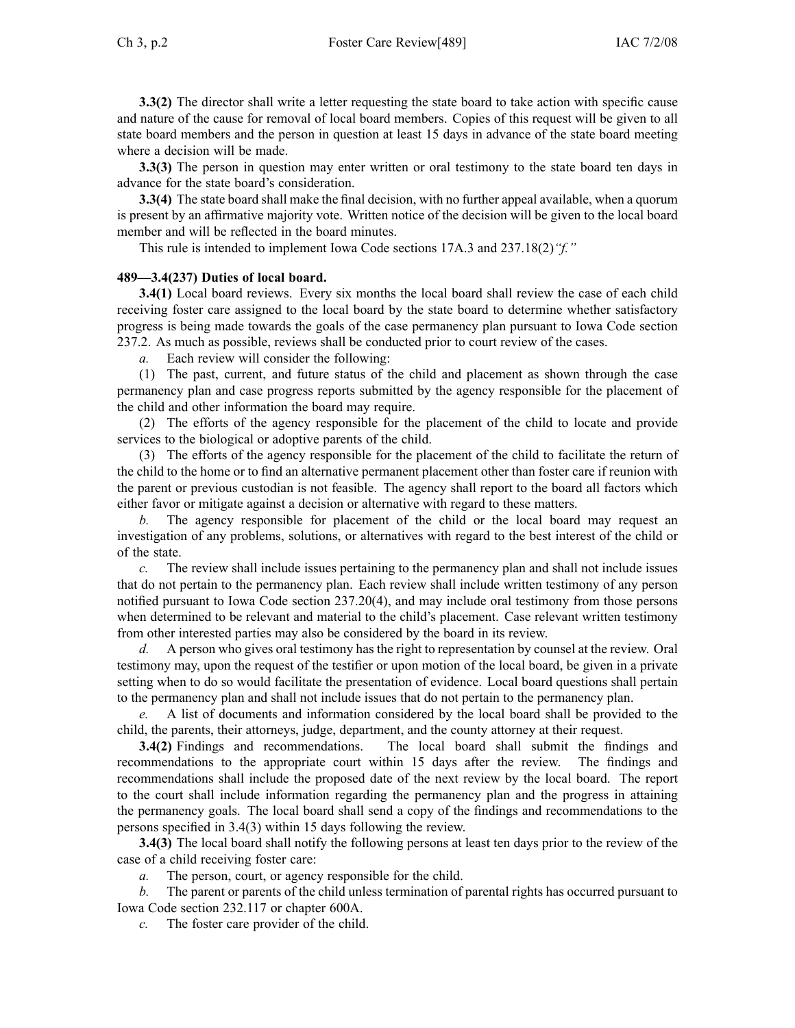**3.3(2)** The director shall write a letter requesting the state board to take action with specific cause and nature of the cause for removal of local board members. Copies of this request will be given to all state board members and the person in question at least 15 days in advance of the state board meeting where a decision will be made.

**3.3(3)** The person in question may enter written or oral testimony to the state board ten days in advance for the state board's consideration.

**3.3(4)** The state board shall make the final decision, with no further appeal available, when a quorum is present by an affirmative majority vote. Written notice of the decision will be given to the local board member and will be reflected in the board minutes.

This rule is intended to implement Iowa Code sections 17A.3 and 237.18(2)*"f."*

**489—3.4(237) Duties of local board.**

**3.4(1)** Local board reviews. Every six months the local board shall review the case of each child receiving foster care assigned to the local board by the state board to determine whether satisfactory progress is being made towards the goals of the case permanency plan pursuant to Iowa Code section 237.2. As much as possible, reviews shall be conducted prior to court review of the cases.

*a.* Each review will consider the following:

(1) The past, current, and future status of the child and placement as shown through the case permanency plan and case progress reports submitted by the agency responsible for the placement of the child and other information the board may require.

(2) The efforts of the agency responsible for the placement of the child to locate and provide services to the biological or adoptive parents of the child.

(3) The efforts of the agency responsible for the placement of the child to facilitate the return of the child to the home or to find an alternative permanent placement other than foster care if reunion with the parent or previous custodian is not feasible. The agency shall report to the board all factors which either favor or mitigate against a decision or alternative with regard to these matters.

*b.* The agency responsible for placement of the child or the local board may request an investigation of any problems, solutions, or alternatives with regard to the best interest of the child or of the state.

*c.* The review shall include issues pertaining to the permanency plan and shall not include issues that do not pertain to the permanency plan. Each review shall include written testimony of any person notified pursuant to Iowa Code section 237.20(4), and may include oral testimony from those persons when determined to be relevant and material to the child's placement. Case relevant written testimony from other interested parties may also be considered by the board in its review.

*d.* A person who gives oral testimony has the right to representation by counsel at the review. Oral testimony may, upon the request of the testifier or upon motion of the local board, be given in a private setting when to do so would facilitate the presentation of evidence. Local board questions shall pertain to the permanency plan and shall not include issues that do not pertain to the permanency plan.

*e.* A list of documents and information considered by the local board shall be provided to the child, the parents, their attorneys, judge, department, and the county attorney at their request.

**3.4(2)** Findings and recommendations. The local board shall submit the findings and recommendations to the appropriate court within 15 days after the review. The findings and recommendations shall include the proposed date of the next review by the local board. The report to the court shall include information regarding the permanency plan and the progress in attaining the permanency goals. The local board shall send a copy of the findings and recommendations to the persons specified in 3.4(3) within 15 days following the review.

**3.4(3)** The local board shall notify the following persons at least ten days prior to the review of the case of a child receiving foster care:

*a.* The person, court, or agency responsible for the child.

*b.* The parent or parents of the child unless termination of parental rights has occurred pursuant to Iowa Code section 232.117 or chapter 600A.

*c.* The foster care provider of the child.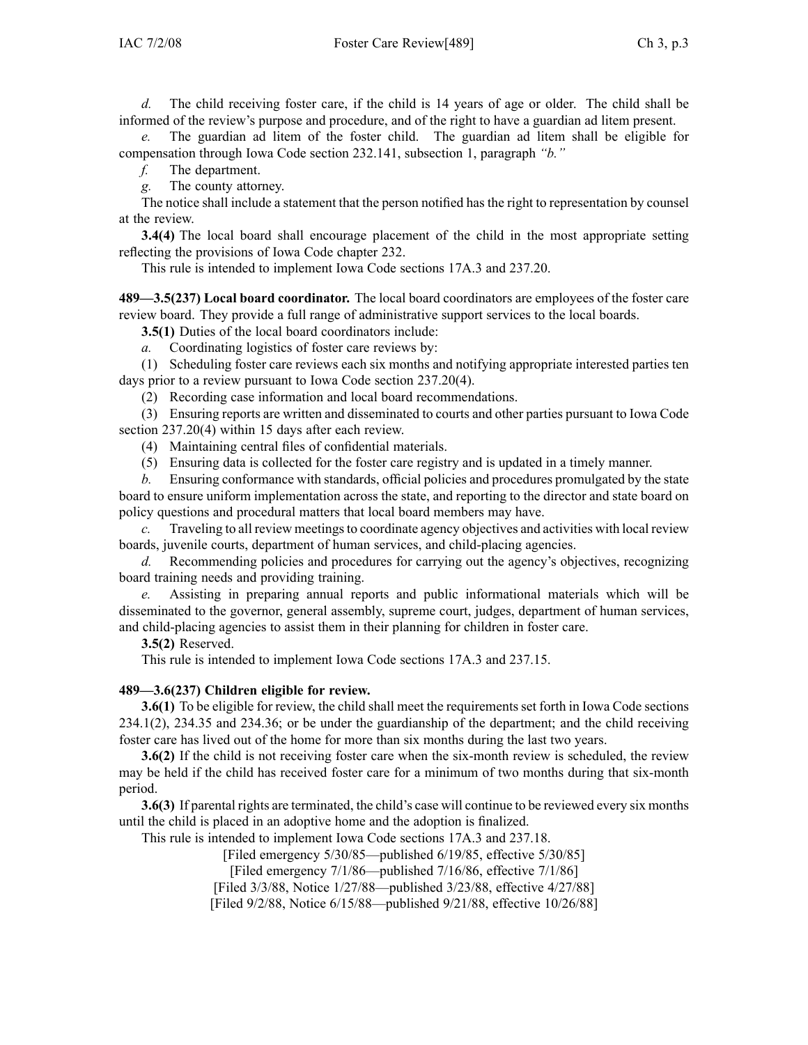*d.* The child receiving foster care, if the child is 14 years of age or older. The child shall be informed of the review's purpose and procedure, and of the right to have a guardian ad litem present.

*e.* The guardian ad litem of the foster child. The guardian ad litem shall be eligible for compensation through Iowa Code section 232.141, subsection 1, paragraph *"b."*

*f.* The department.

*g.* The county attorney.

The notice shall include a statement that the person notified has the right to representation by counsel at the review.

**3.4(4)** The local board shall encourage placement of the child in the most appropriate setting reflecting the provisions of Iowa Code chapter 232.

This rule is intended to implement Iowa Code sections 17A.3 and 237.20.

**489—3.5(237) Local board coordinator.** The local board coordinators are employees of the foster care review board. They provide a full range of administrative support services to the local boards.

**3.5(1)** Duties of the local board coordinators include:

*a.* Coordinating logistics of foster care reviews by:

(1) Scheduling foster care reviews each six months and notifying appropriate interested parties ten days prior to a review pursuant to Iowa Code section 237.20(4).

(2) Recording case information and local board recommendations.

(3) Ensuring reports are written and disseminated to courts and other parties pursuant to Iowa Code section 237.20(4) within 15 days after each review.

(4) Maintaining central files of confidential materials.

(5) Ensuring data is collected for the foster care registry and is updated in a timely manner.

*b.* Ensuring conformance with standards, official policies and procedures promulgated by the state board to ensure uniform implementation across the state, and reporting to the director and state board on policy questions and procedural matters that local board members may have.

*c.* Traveling to all review meetings to coordinate agency objectives and activities with local review boards, juvenile courts, department of human services, and child-placing agencies.

*d.* Recommending policies and procedures for carrying out the agency's objectives, recognizing board training needs and providing training.

*e.* Assisting in preparing annual reports and public informational materials which will be disseminated to the governor, general assembly, supreme court, judges, department of human services, and child-placing agencies to assist them in their planning for children in foster care.

**3.5(2)** Reserved.

This rule is intended to implement Iowa Code sections 17A.3 and 237.15.

**489—3.6(237) Children eligible for review.**

**3.6(1)** To be eligible for review, the child shall meet the requirements set forth in Iowa Code sections 234.1(2), 234.35 and 234.36; or be under the guardianship of the department; and the child receiving foster care has lived out of the home for more than six months during the last two years.

**3.6(2)** If the child is not receiving foster care when the six-month review is scheduled, the review may be held if the child has received foster care for a minimum of two months during that six-month period.

**3.6(3)** If parental rights are terminated, the child's case will continue to be reviewed every six months until the child is placed in an adoptive home and the adoption is finalized.

This rule is intended to implement Iowa Code sections 17A.3 and 237.18.

[Filed emergency 5/30/85—published 6/19/85, effective 5/30/85]
[Filed emergency 7/1/86—published 7/16/86, effective 7/1/86]
[Filed 3/3/88, Notice 1/27/88—published 3/23/88, effective 4/27/88]
[Filed 9/2/88, Notice 6/15/88—published 9/21/88, effective 10/26/88]